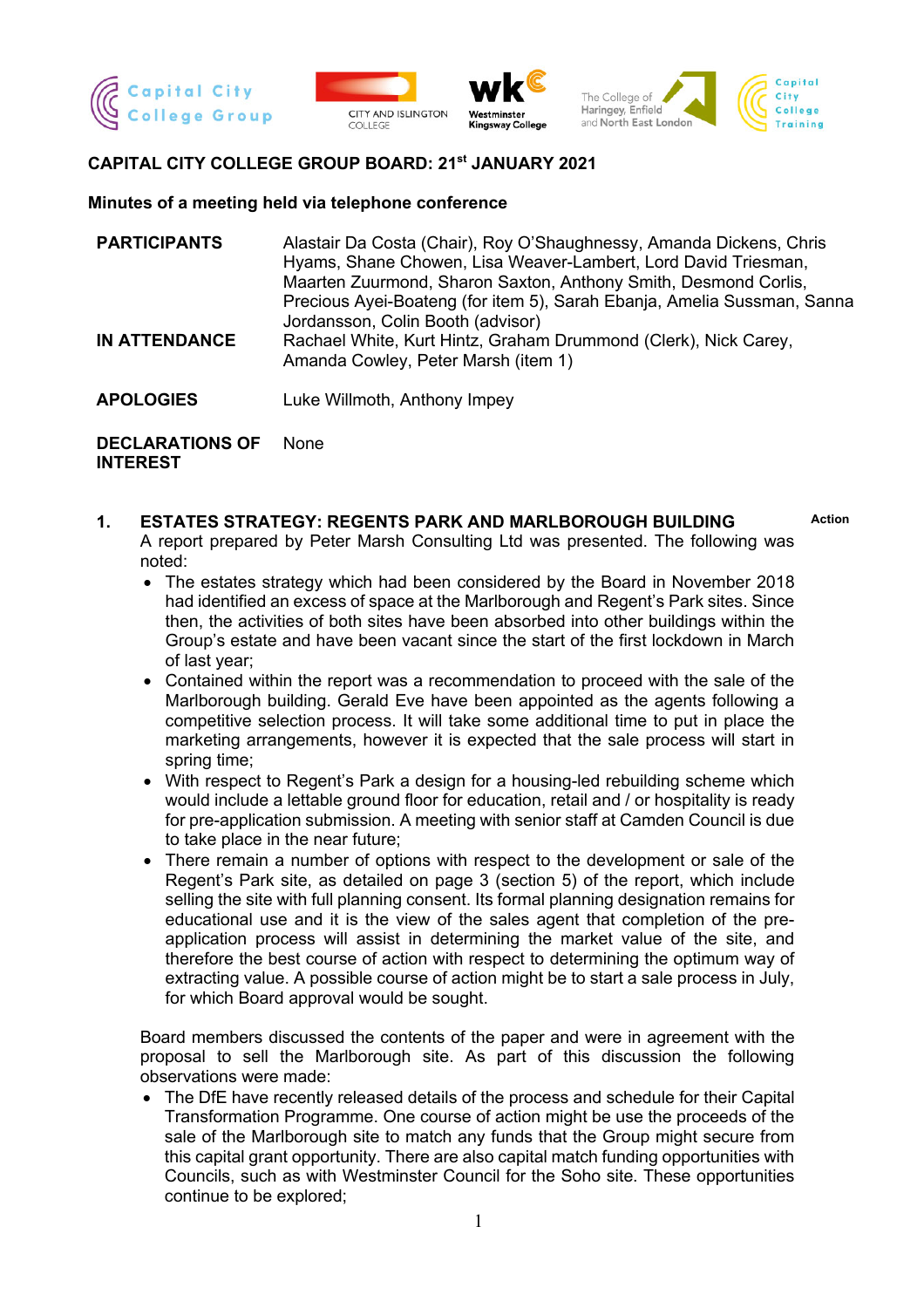## CAPITAL CITY COLLEGE GROUP BOARD: 21st JANUARY 2021

**Minutes of a meeting held via telephone conference**

| | |
|---|---|
| **PARTICIPANTS** | Alastair Da Costa (Chair), Roy O'Shaughnessy, Amanda Dickens, Chris Hyams, Shane Chowen, Lisa Weaver-Lambert, Lord David Triesman, Maarten Zuurmond, Sharon Saxton, Anthony Smith, Desmond Corlis, Precious Ayei-Boateng (for item 5), Sarah Ebanja, Amelia Sussman, Sanna Jordansson, Colin Booth (advisor) |
| **IN ATTENDANCE** | Rachael White, Kurt Hintz, Graham Drummond (Clerk), Nick Carey, Amanda Cowley, Peter Marsh (item 1) |
| **APOLOGIES** | Luke Willmoth, Anthony Impey |
| **DECLARATIONS OF INTEREST** | None |

### 1. ESTATES STRATEGY: REGENTS PARK AND MARLBOROUGH BUILDING

**Action**

A report prepared by Peter Marsh Consulting Ltd was presented. The following was noted:

- The estates strategy which had been considered by the Board in November 2018 had identified an excess of space at the Marlborough and Regent's Park sites. Since then, the activities of both sites have been absorbed into other buildings within the Group's estate and have been vacant since the start of the first lockdown in March of last year;
- Contained within the report was a recommendation to proceed with the sale of the Marlborough building. Gerald Eve have been appointed as the agents following a competitive selection process. It will take some additional time to put in place the marketing arrangements, however it is expected that the sale process will start in spring time;
- With respect to Regent's Park a design for a housing-led rebuilding scheme which would include a lettable ground floor for education, retail and / or hospitality is ready for pre-application submission. A meeting with senior staff at Camden Council is due to take place in the near future;
- There remain a number of options with respect to the development or sale of the Regent's Park site, as detailed on page 3 (section 5) of the report, which include selling the site with full planning consent. Its formal planning designation remains for educational use and it is the view of the sales agent that completion of the pre-application process will assist in determining the market value of the site, and therefore the best course of action with respect to determining the optimum way of extracting value. A possible course of action might be to start a sale process in July, for which Board approval would be sought.

Board members discussed the contents of the paper and were in agreement with the proposal to sell the Marlborough site. As part of this discussion the following observations were made:

- The DfE have recently released details of the process and schedule for their Capital Transformation Programme. One course of action might be use the proceeds of the sale of the Marlborough site to match any funds that the Group might secure from this capital grant opportunity. There are also capital match funding opportunities with Councils, such as with Westminster Council for the Soho site. These opportunities continue to be explored;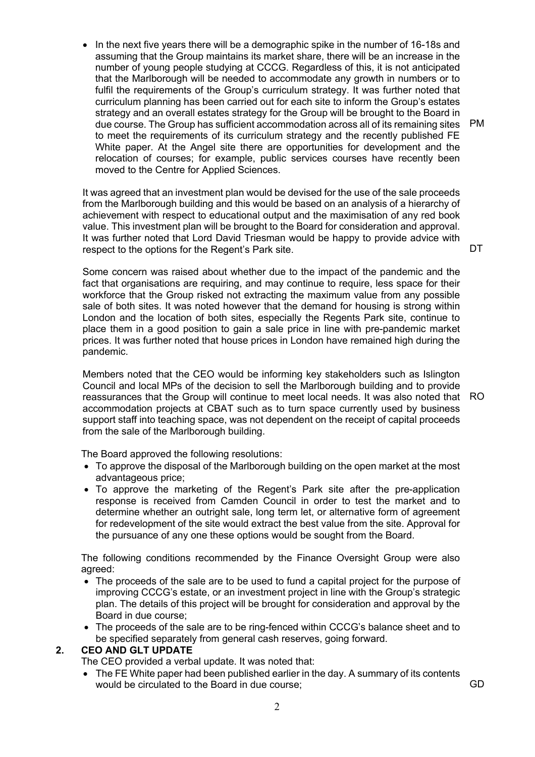- In the next five years there will be a demographic spike in the number of 16-18s and assuming that the Group maintains its market share, there will be an increase in the number of young people studying at CCCG. Regardless of this, it is not anticipated that the Marlborough will be needed to accommodate any growth in numbers or to fulfil the requirements of the Group's curriculum strategy. It was further noted that curriculum planning has been carried out for each site to inform the Group's estates strategy and an overall estates strategy for the Group will be brought to the Board in due course. The Group has sufficient accommodation across all of its remaining sites to meet the requirements of its curriculum strategy and the recently published FE White paper. At the Angel site there are opportunities for development and the relocation of courses; for example, public services courses have recently been moved to the Centre for Applied Sciences. PM

It was agreed that an investment plan would be devised for the use of the sale proceeds from the Marlborough building and this would be based on an analysis of a hierarchy of achievement with respect to educational output and the maximisation of any red book value. This investment plan will be brought to the Board for consideration and approval. It was further noted that Lord David Triesman would be happy to provide advice with respect to the options for the Regent's Park site. DT

Some concern was raised about whether due to the impact of the pandemic and the fact that organisations are requiring, and may continue to require, less space for their workforce that the Group risked not extracting the maximum value from any possible sale of both sites. It was noted however that the demand for housing is strong within London and the location of both sites, especially the Regents Park site, continue to place them in a good position to gain a sale price in line with pre-pandemic market prices. It was further noted that house prices in London have remained high during the pandemic.

Members noted that the CEO would be informing key stakeholders such as Islington Council and local MPs of the decision to sell the Marlborough building and to provide reassurances that the Group will continue to meet local needs. It was also noted that accommodation projects at CBAT such as to turn space currently used by business support staff into teaching space, was not dependent on the receipt of capital proceeds from the sale of the Marlborough building. RO

The Board approved the following resolutions:

- To approve the disposal of the Marlborough building on the open market at the most advantageous price;
- To approve the marketing of the Regent's Park site after the pre-application response is received from Camden Council in order to test the market and to determine whether an outright sale, long term let, or alternative form of agreement for redevelopment of the site would extract the best value from the site. Approval for the pursuance of any one these options would be sought from the Board.

The following conditions recommended by the Finance Oversight Group were also agreed:

- The proceeds of the sale are to be used to fund a capital project for the purpose of improving CCCG's estate, or an investment project in line with the Group's strategic plan. The details of this project will be brought for consideration and approval by the Board in due course;
- The proceeds of the sale are to be ring-fenced within CCCG's balance sheet and to be specified separately from general cash reserves, going forward.

## 2. CEO AND GLT UPDATE

The CEO provided a verbal update. It was noted that:

- The FE White paper had been published earlier in the day. A summary of its contents would be circulated to the Board in due course; GD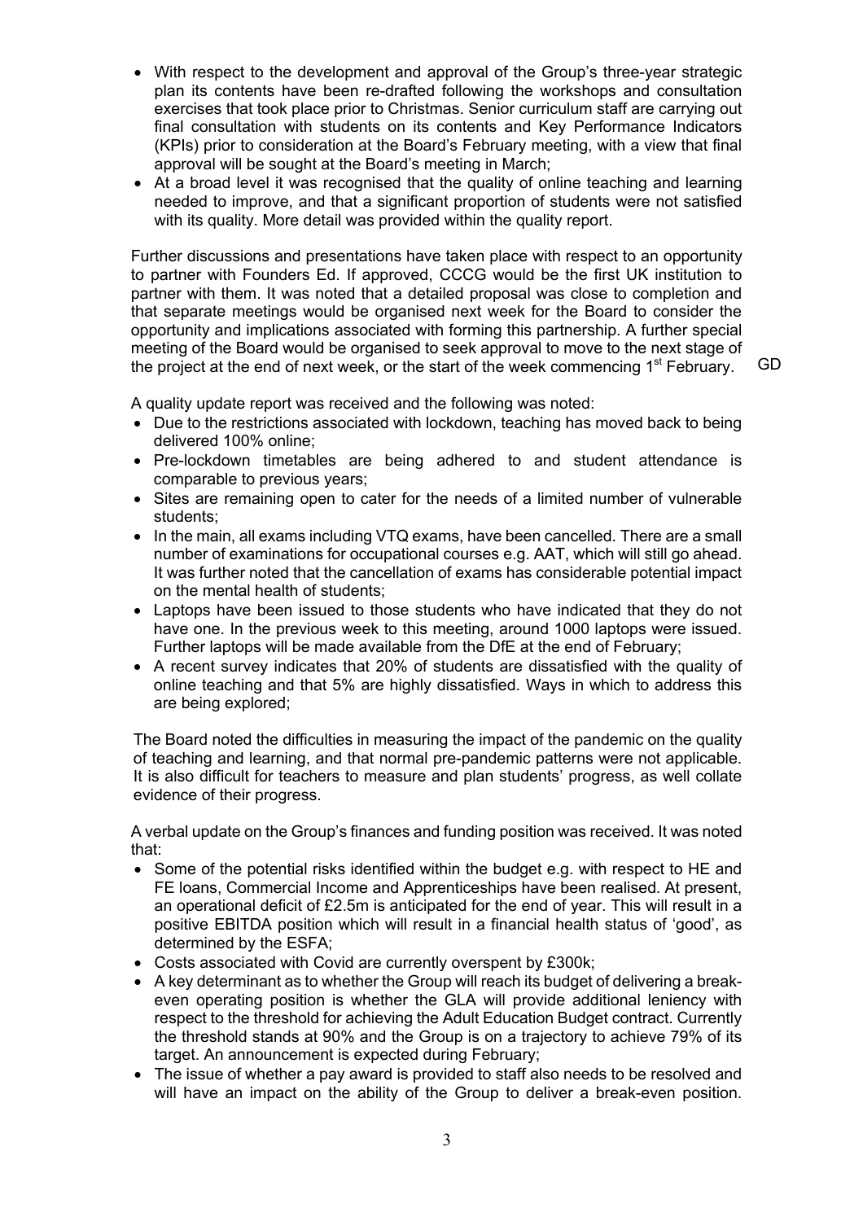- With respect to the development and approval of the Group's three-year strategic plan its contents have been re-drafted following the workshops and consultation exercises that took place prior to Christmas. Senior curriculum staff are carrying out final consultation with students on its contents and Key Performance Indicators (KPIs) prior to consideration at the Board's February meeting, with a view that final approval will be sought at the Board's meeting in March;
- At a broad level it was recognised that the quality of online teaching and learning needed to improve, and that a significant proportion of students were not satisfied with its quality. More detail was provided within the quality report.

Further discussions and presentations have taken place with respect to an opportunity to partner with Founders Ed. If approved, CCCG would be the first UK institution to partner with them. It was noted that a detailed proposal was close to completion and that separate meetings would be organised next week for the Board to consider the opportunity and implications associated with forming this partnership. A further special meeting of the Board would be organised to seek approval to move to the next stage of the project at the end of next week, or the start of the week commencing 1st February. GD

A quality update report was received and the following was noted:

- Due to the restrictions associated with lockdown, teaching has moved back to being delivered 100% online;
- Pre-lockdown timetables are being adhered to and student attendance is comparable to previous years;
- Sites are remaining open to cater for the needs of a limited number of vulnerable students;
- In the main, all exams including VTQ exams, have been cancelled. There are a small number of examinations for occupational courses e.g. AAT, which will still go ahead. It was further noted that the cancellation of exams has considerable potential impact on the mental health of students;
- Laptops have been issued to those students who have indicated that they do not have one. In the previous week to this meeting, around 1000 laptops were issued. Further laptops will be made available from the DfE at the end of February;
- A recent survey indicates that 20% of students are dissatisfied with the quality of online teaching and that 5% are highly dissatisfied. Ways in which to address this are being explored;

The Board noted the difficulties in measuring the impact of the pandemic on the quality of teaching and learning, and that normal pre-pandemic patterns were not applicable. It is also difficult for teachers to measure and plan students' progress, as well collate evidence of their progress.

A verbal update on the Group's finances and funding position was received. It was noted that:

- Some of the potential risks identified within the budget e.g. with respect to HE and FE loans, Commercial Income and Apprenticeships have been realised. At present, an operational deficit of £2.5m is anticipated for the end of year. This will result in a positive EBITDA position which will result in a financial health status of 'good', as determined by the ESFA;
- Costs associated with Covid are currently overspent by £300k;
- A key determinant as to whether the Group will reach its budget of delivering a break-even operating position is whether the GLA will provide additional leniency with respect to the threshold for achieving the Adult Education Budget contract. Currently the threshold stands at 90% and the Group is on a trajectory to achieve 79% of its target. An announcement is expected during February;
- The issue of whether a pay award is provided to staff also needs to be resolved and will have an impact on the ability of the Group to deliver a break-even position.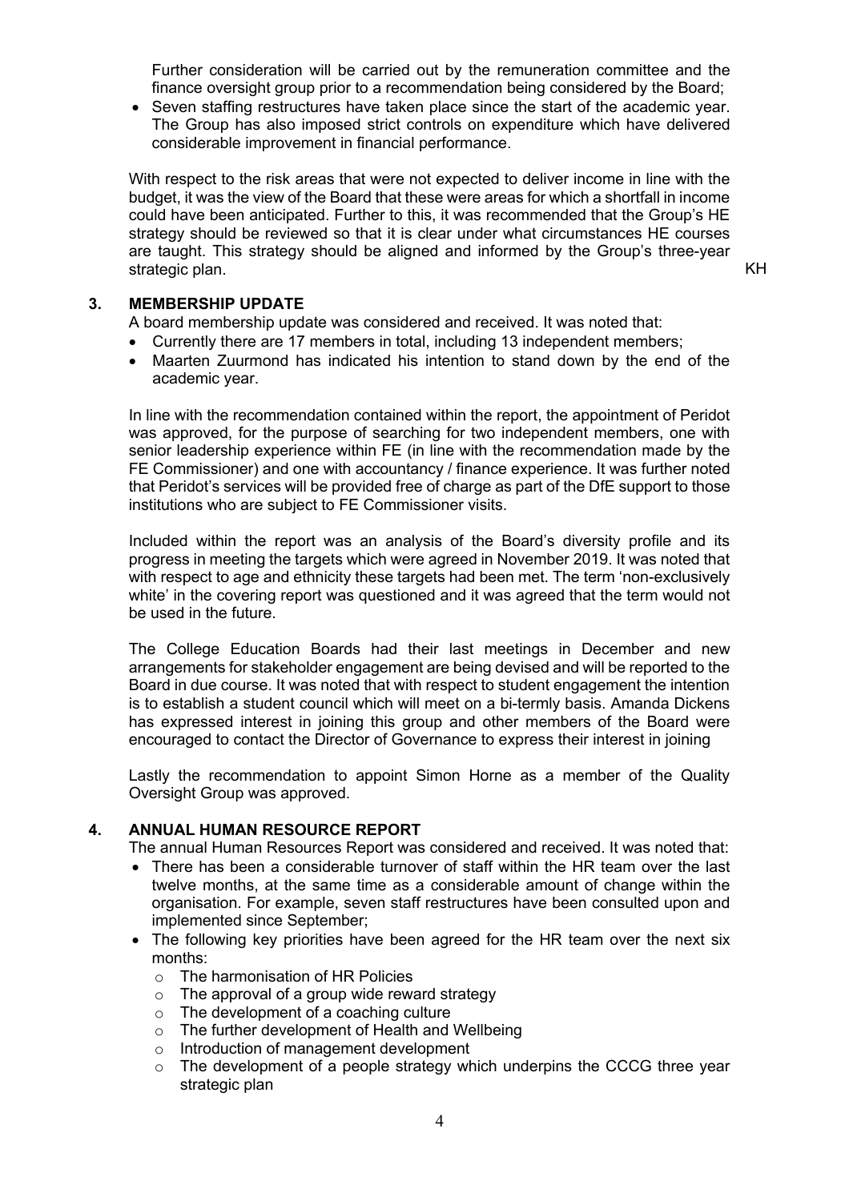Further consideration will be carried out by the remuneration committee and the finance oversight group prior to a recommendation being considered by the Board;

- Seven staffing restructures have taken place since the start of the academic year. The Group has also imposed strict controls on expenditure which have delivered considerable improvement in financial performance.

With respect to the risk areas that were not expected to deliver income in line with the budget, it was the view of the Board that these were areas for which a shortfall in income could have been anticipated. Further to this, it was recommended that the Group's HE strategy should be reviewed so that it is clear under what circumstances HE courses are taught. This strategy should be aligned and informed by the Group's three-year strategic plan. KH

## 3. MEMBERSHIP UPDATE

A board membership update was considered and received. It was noted that:

- Currently there are 17 members in total, including 13 independent members;
- Maarten Zuurmond has indicated his intention to stand down by the end of the academic year.

In line with the recommendation contained within the report, the appointment of Peridot was approved, for the purpose of searching for two independent members, one with senior leadership experience within FE (in line with the recommendation made by the FE Commissioner) and one with accountancy / finance experience. It was further noted that Peridot's services will be provided free of charge as part of the DfE support to those institutions who are subject to FE Commissioner visits.

Included within the report was an analysis of the Board's diversity profile and its progress in meeting the targets which were agreed in November 2019. It was noted that with respect to age and ethnicity these targets had been met. The term 'non-exclusively white' in the covering report was questioned and it was agreed that the term would not be used in the future.

The College Education Boards had their last meetings in December and new arrangements for stakeholder engagement are being devised and will be reported to the Board in due course. It was noted that with respect to student engagement the intention is to establish a student council which will meet on a bi-termly basis. Amanda Dickens has expressed interest in joining this group and other members of the Board were encouraged to contact the Director of Governance to express their interest in joining

Lastly the recommendation to appoint Simon Horne as a member of the Quality Oversight Group was approved.

## 4. ANNUAL HUMAN RESOURCE REPORT

The annual Human Resources Report was considered and received. It was noted that:

- There has been a considerable turnover of staff within the HR team over the last twelve months, at the same time as a considerable amount of change within the organisation. For example, seven staff restructures have been consulted upon and implemented since September;
- The following key priorities have been agreed for the HR team over the next six months:
  - The harmonisation of HR Policies
  - The approval of a group wide reward strategy
  - The development of a coaching culture
  - The further development of Health and Wellbeing
  - Introduction of management development
  - The development of a people strategy which underpins the CCCG three year strategic plan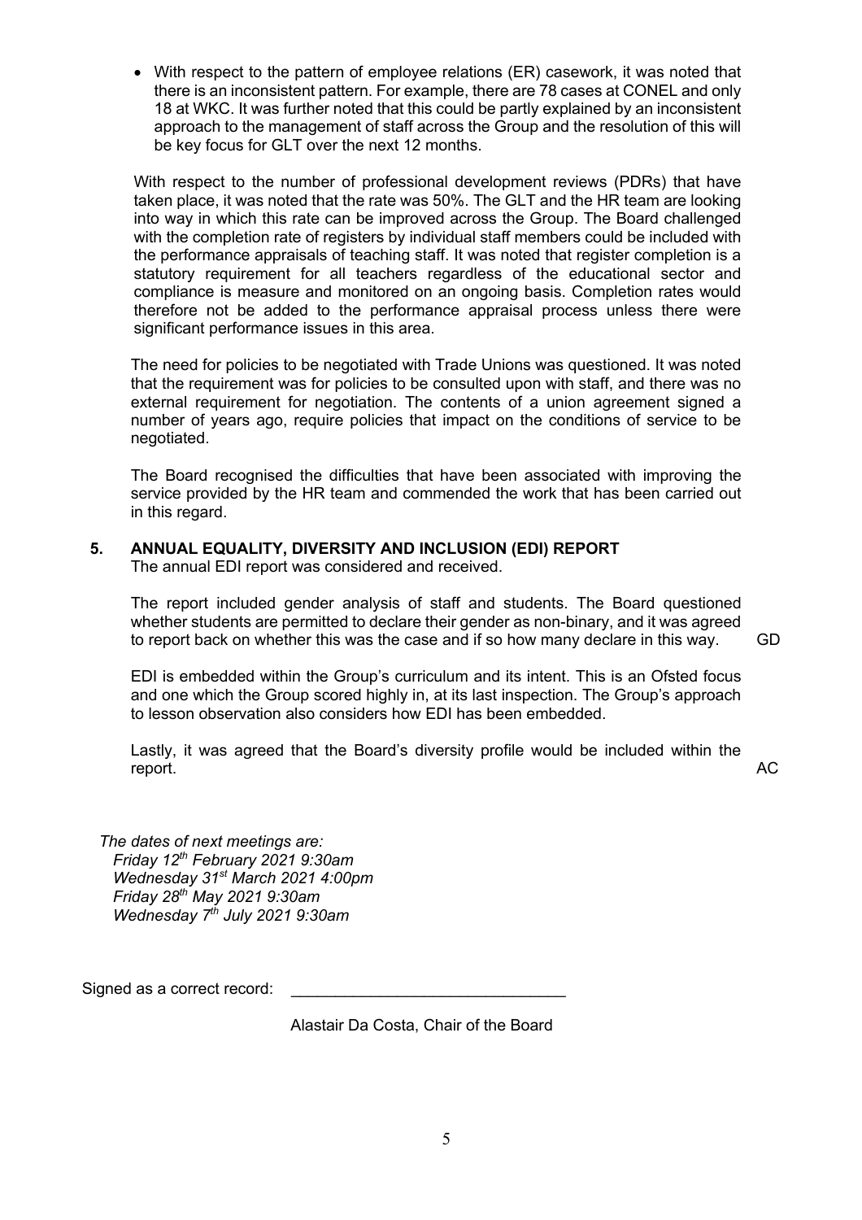- With respect to the pattern of employee relations (ER) casework, it was noted that there is an inconsistent pattern. For example, there are 78 cases at CONEL and only 18 at WKC. It was further noted that this could be partly explained by an inconsistent approach to the management of staff across the Group and the resolution of this will be key focus for GLT over the next 12 months.

With respect to the number of professional development reviews (PDRs) that have taken place, it was noted that the rate was 50%. The GLT and the HR team are looking into way in which this rate can be improved across the Group. The Board challenged with the completion rate of registers by individual staff members could be included with the performance appraisals of teaching staff. It was noted that register completion is a statutory requirement for all teachers regardless of the educational sector and compliance is measure and monitored on an ongoing basis. Completion rates would therefore not be added to the performance appraisal process unless there were significant performance issues in this area.

The need for policies to be negotiated with Trade Unions was questioned. It was noted that the requirement was for policies to be consulted upon with staff, and there was no external requirement for negotiation. The contents of a union agreement signed a number of years ago, require policies that impact on the conditions of service to be negotiated.

The Board recognised the difficulties that have been associated with improving the service provided by the HR team and commended the work that has been carried out in this regard.

**5. ANNUAL EQUALITY, DIVERSITY AND INCLUSION (EDI) REPORT**

The annual EDI report was considered and received.

The report included gender analysis of staff and students. The Board questioned whether students are permitted to declare their gender as non-binary, and it was agreed to report back on whether this was the case and if so how many declare in this way. GD

EDI is embedded within the Group's curriculum and its intent. This is an Ofsted focus and one which the Group scored highly in, at its last inspection. The Group's approach to lesson observation also considers how EDI has been embedded.

Lastly, it was agreed that the Board's diversity profile would be included within the report. AC

*The dates of next meetings are:*
*Friday 12th February 2021 9:30am*
*Wednesday 31st March 2021 4:00pm*
*Friday 28th May 2021 9:30am*
*Wednesday 7th July 2021 9:30am*

Signed as a correct record: ______________________________

Alastair Da Costa, Chair of the Board